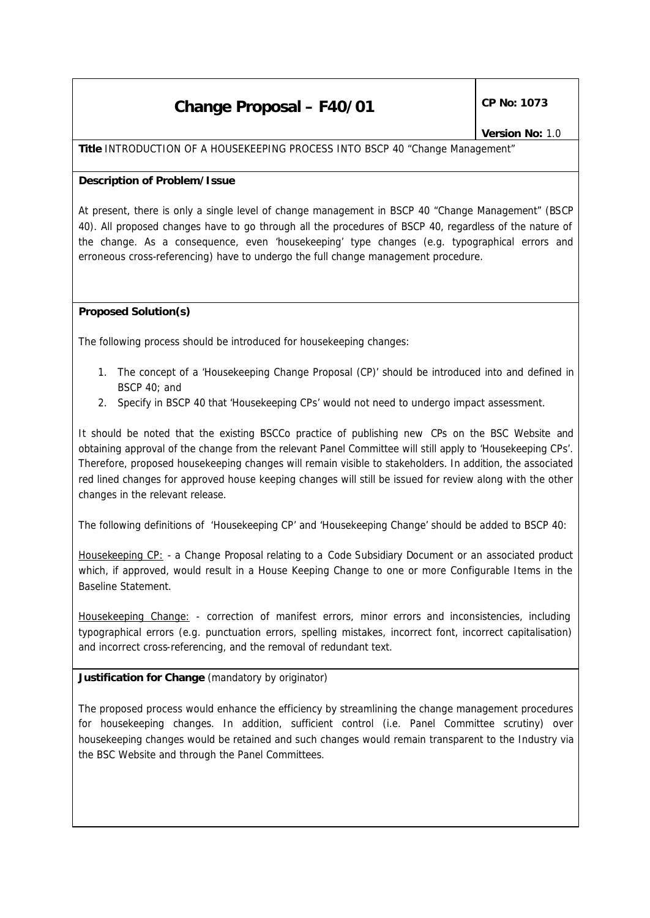# Change Proposal – F40/01

**CP No: 1073**

**Version No:** 1.0

**Title** INTRODUCTION OF A HOUSEKEEPING PROCESS INTO BSCP 40 "Change Management"

**Description of Problem/Issue**

At present, there is only a single level of change management in BSCP 40 "Change Management" (BSCP 40). All proposed changes have to go through all the procedures of BSCP 40, regardless of the nature of the change. As a consequence, even 'housekeeping' type changes (e.g. typographical errors and erroneous cross-referencing) have to undergo the full change management procedure.

**Proposed Solution(s)**

The following process should be introduced for housekeeping changes:

1. The concept of a 'Housekeeping Change Proposal (CP)' should be introduced into and defined in BSCP 40; and
2. Specify in BSCP 40 that 'Housekeeping CPs' would not need to undergo impact assessment.

It should be noted that the existing BSCCo practice of publishing new CPs on the BSC Website and obtaining approval of the change from the relevant Panel Committee will still apply to 'Housekeeping CPs'. Therefore, proposed housekeeping changes will remain visible to stakeholders. In addition, the associated red lined changes for approved house keeping changes will still be issued for review along with the other changes in the relevant release.

The following definitions of 'Housekeeping CP' and 'Housekeeping Change' should be added to BSCP 40:

<u>Housekeeping CP:</u> - a Change Proposal relating to a Code Subsidiary Document or an associated product which, if approved, would result in a House Keeping Change to one or more Configurable Items in the Baseline Statement.

<u>Housekeeping Change:</u> - correction of manifest errors, minor errors and inconsistencies, including typographical errors (e.g. punctuation errors, spelling mistakes, incorrect font, incorrect capitalisation) and incorrect cross-referencing, and the removal of redundant text.

**Justification for Change** (mandatory by originator)

The proposed process would enhance the efficiency by streamlining the change management procedures for housekeeping changes. In addition, sufficient control (i.e. Panel Committee scrutiny) over housekeeping changes would be retained and such changes would remain transparent to the Industry via the BSC Website and through the Panel Committees.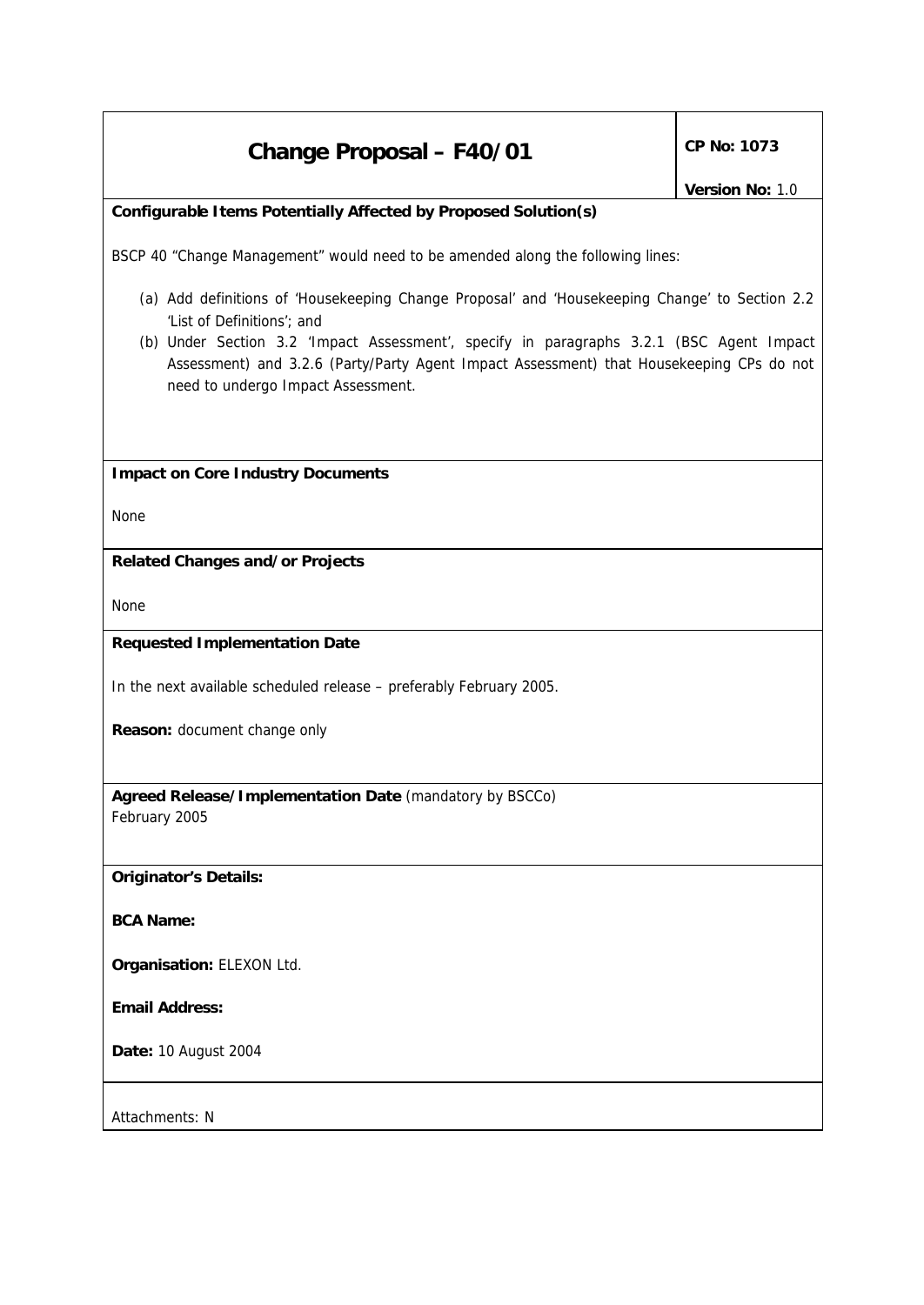# Change Proposal – F40/01

**CP No:** 1073

**Version No:** 1.0

**Configurable Items Potentially Affected by Proposed Solution(s)**

BSCP 40 "Change Management" would need to be amended along the following lines:

(a) Add definitions of 'Housekeeping Change Proposal' and 'Housekeeping Change' to Section 2.2 'List of Definitions'; and

(b) Under Section 3.2 'Impact Assessment', specify in paragraphs 3.2.1 (BSC Agent Impact Assessment) and 3.2.6 (Party/Party Agent Impact Assessment) that Housekeeping CPs do not need to undergo Impact Assessment.

**Impact on Core Industry Documents**

None

**Related Changes and/or Projects**

None

**Requested Implementation Date**

In the next available scheduled release – preferably February 2005.

**Reason:** document change only

**Agreed Release/Implementation Date** (mandatory by BSCCo)
February 2005

**Originator's Details:**

**BCA Name:**

**Organisation:** ELEXON Ltd.

**Email Address:**

**Date:** 10 August 2004

Attachments: N